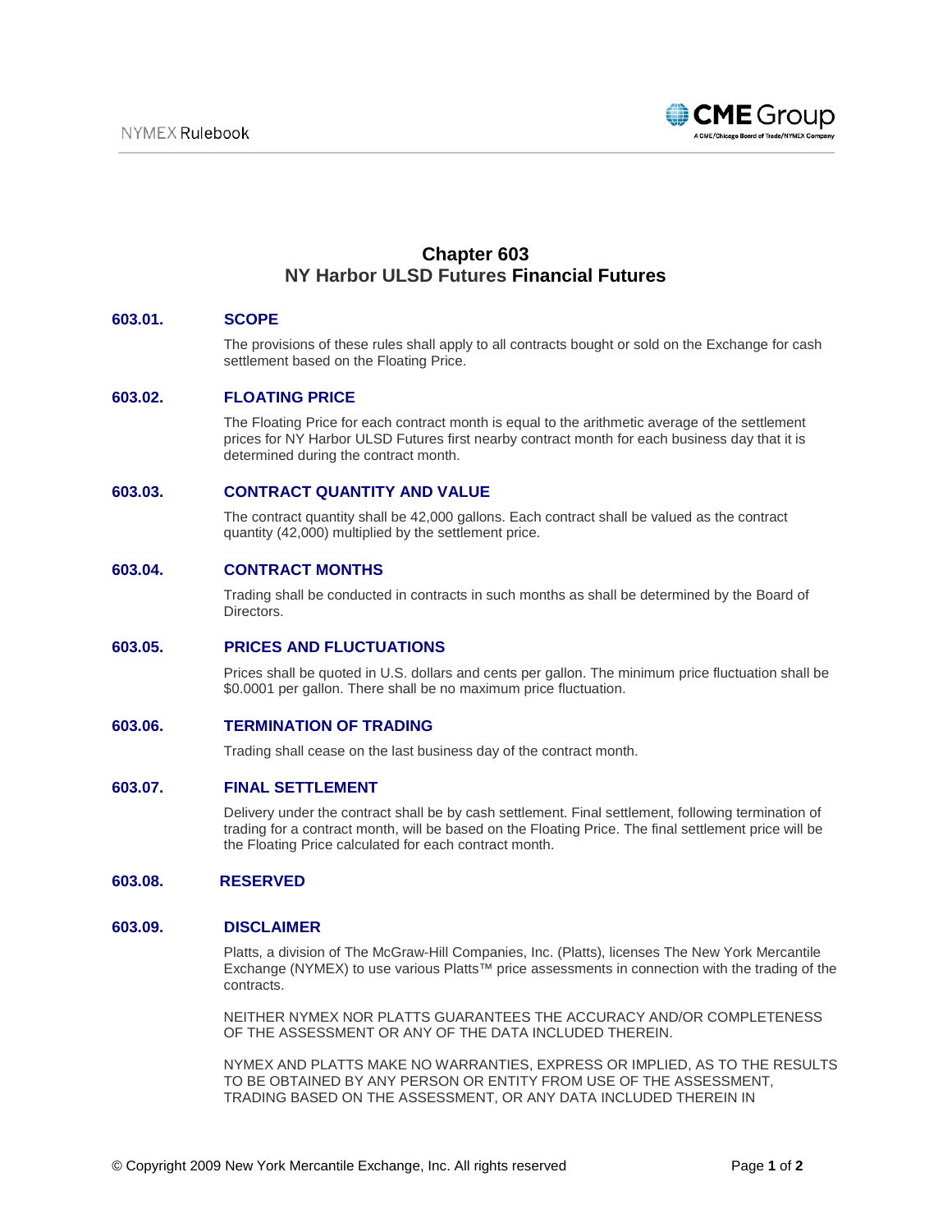# Chapter 603
# NY Harbor ULSD Futures Financial Futures

## 603.01. SCOPE

The provisions of these rules shall apply to all contracts bought or sold on the Exchange for cash settlement based on the Floating Price.

## 603.02. FLOATING PRICE

The Floating Price for each contract month is equal to the arithmetic average of the settlement prices for NY Harbor ULSD Futures first nearby contract month for each business day that it is determined during the contract month.

## 603.03. CONTRACT QUANTITY AND VALUE

The contract quantity shall be 42,000 gallons. Each contract shall be valued as the contract quantity (42,000) multiplied by the settlement price.

## 603.04. CONTRACT MONTHS

Trading shall be conducted in contracts in such months as shall be determined by the Board of Directors.

## 603.05. PRICES AND FLUCTUATIONS

Prices shall be quoted in U.S. dollars and cents per gallon. The minimum price fluctuation shall be $0.0001 per gallon. There shall be no maximum price fluctuation.

## 603.06. TERMINATION OF TRADING

Trading shall cease on the last business day of the contract month.

## 603.07. FINAL SETTLEMENT

Delivery under the contract shall be by cash settlement. Final settlement, following termination of trading for a contract month, will be based on the Floating Price. The final settlement price will be the Floating Price calculated for each contract month.

## 603.08. RESERVED

## 603.09. DISCLAIMER

Platts, a division of The McGraw-Hill Companies, Inc. (Platts), licenses The New York Mercantile Exchange (NYMEX) to use various Platts™ price assessments in connection with the trading of the contracts.

NEITHER NYMEX NOR PLATTS GUARANTEES THE ACCURACY AND/OR COMPLETENESS OF THE ASSESSMENT OR ANY OF THE DATA INCLUDED THEREIN.

NYMEX AND PLATTS MAKE NO WARRANTIES, EXPRESS OR IMPLIED, AS TO THE RESULTS TO BE OBTAINED BY ANY PERSON OR ENTITY FROM USE OF THE ASSESSMENT, TRADING BASED ON THE ASSESSMENT, OR ANY DATA INCLUDED THEREIN IN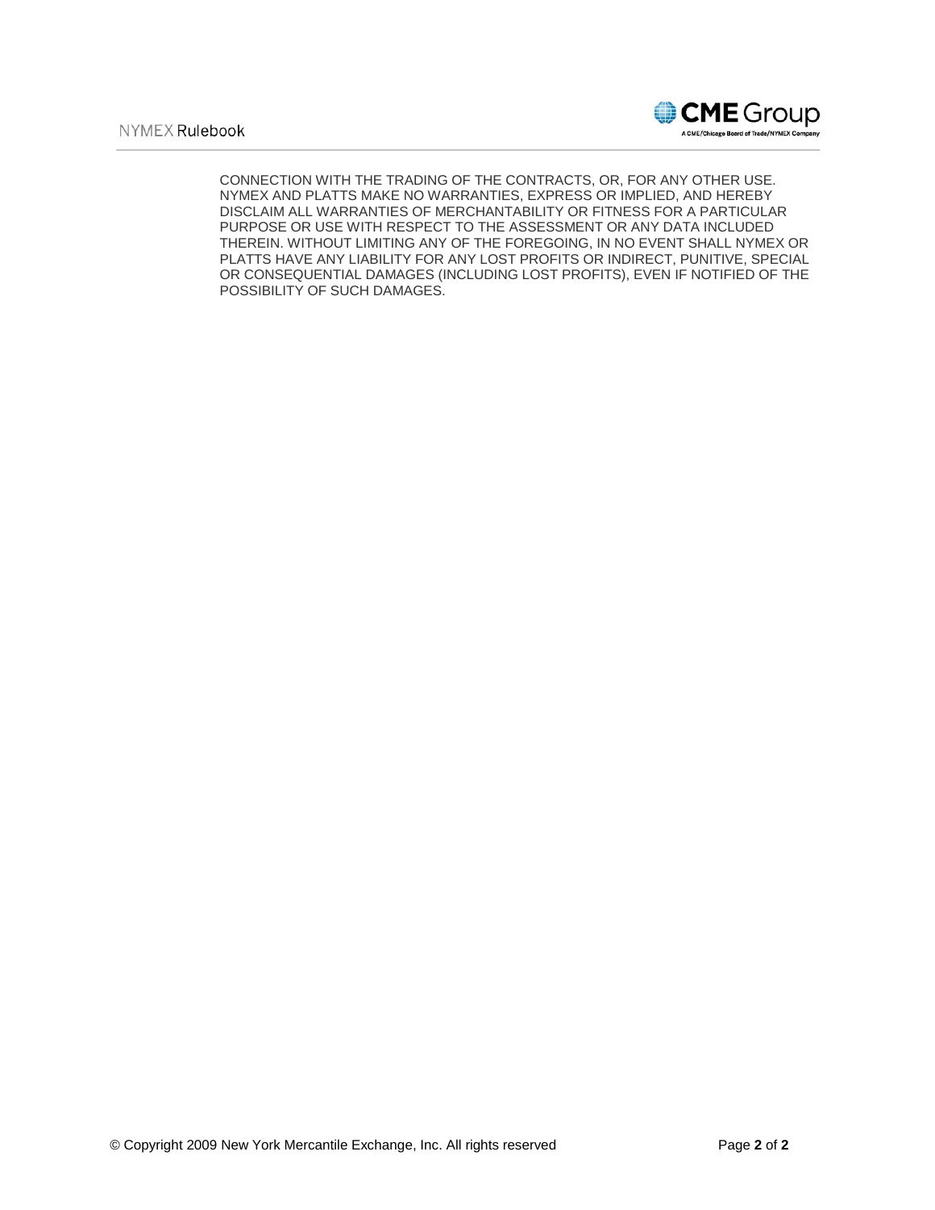CONNECTION WITH THE TRADING OF THE CONTRACTS, OR, FOR ANY OTHER USE. NYMEX AND PLATTS MAKE NO WARRANTIES, EXPRESS OR IMPLIED, AND HEREBY DISCLAIM ALL WARRANTIES OF MERCHANTABILITY OR FITNESS FOR A PARTICULAR PURPOSE OR USE WITH RESPECT TO THE ASSESSMENT OR ANY DATA INCLUDED THEREIN. WITHOUT LIMITING ANY OF THE FOREGOING, IN NO EVENT SHALL NYMEX OR PLATTS HAVE ANY LIABILITY FOR ANY LOST PROFITS OR INDIRECT, PUNITIVE, SPECIAL OR CONSEQUENTIAL DAMAGES (INCLUDING LOST PROFITS), EVEN IF NOTIFIED OF THE POSSIBILITY OF SUCH DAMAGES.